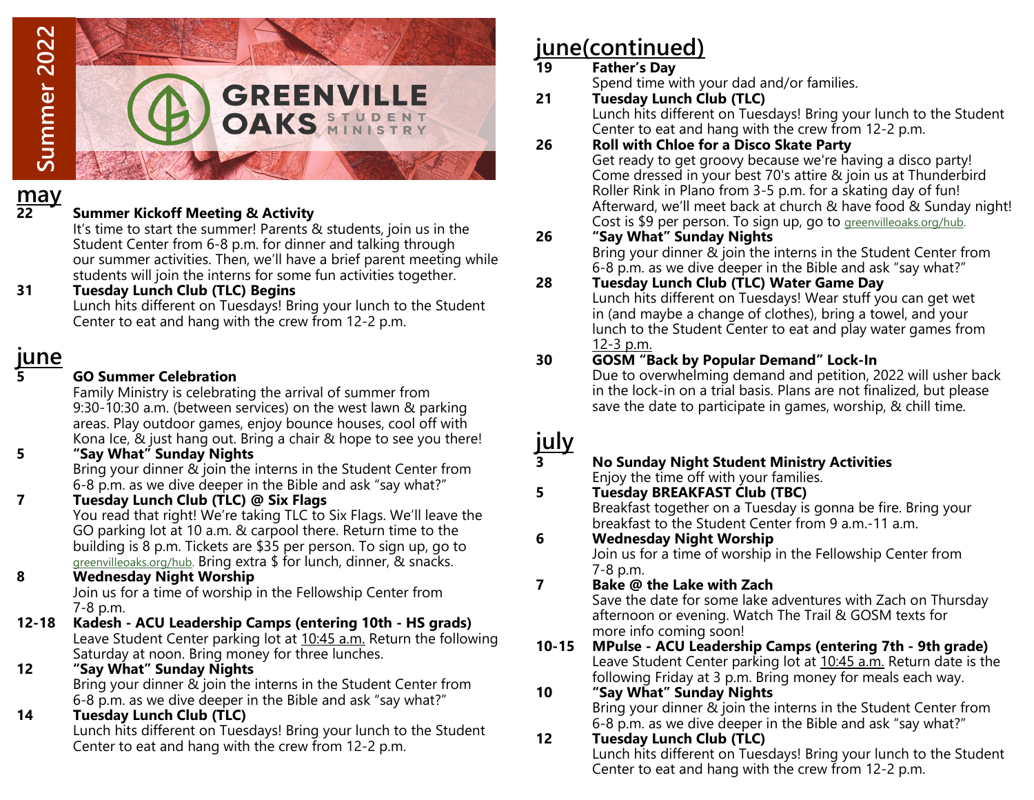# Summer 2022

# GREENVILLE OAKS STUDENT MINISTRY

## may

**22** **Summer Kickoff Meeting & Activity**
It's time to start the summer! Parents & students, join us in the Student Center from 6-8 p.m. for dinner and talking through our summer activities. Then, we'll have a brief parent meeting while students will join the interns for some fun activities together.

**31** **Tuesday Lunch Club (TLC) Begins**
Lunch hits different on Tuesdays! Bring your lunch to the Student Center to eat and hang with the crew from 12-2 p.m.

## june

**5** **GO Summer Celebration**
Family Ministry is celebrating the arrival of summer from 9:30-10:30 a.m. (between services) on the west lawn & parking areas. Play outdoor games, enjoy bounce houses, cool off with Kona Ice, & just hang out. Bring a chair & hope to see you there!

**5** **"Say What" Sunday Nights**
Bring your dinner & join the interns in the Student Center from 6-8 p.m. as we dive deeper in the Bible and ask "say what?"

**7** **Tuesday Lunch Club (TLC) @ Six Flags**
You read that right! We're taking TLC to Six Flags. We'll leave the GO parking lot at 10 a.m. & carpool there. Return time to the building is 8 p.m. Tickets are $35 per person. To sign up, go to greenvilleoaks.org/hub. Bring extra $ for lunch, dinner, & snacks.

**8** **Wednesday Night Worship**
Join us for a time of worship in the Fellowship Center from 7-8 p.m.

**12-18** **Kadesh - ACU Leadership Camps (entering 10th - HS grads)**
Leave Student Center parking lot at 10:45 a.m. Return the following Saturday at noon. Bring money for three lunches.

**12** **"Say What" Sunday Nights**
Bring your dinner & join the interns in the Student Center from 6-8 p.m. as we dive deeper in the Bible and ask "say what?"

**14** **Tuesday Lunch Club (TLC)**
Lunch hits different on Tuesdays! Bring your lunch to the Student Center to eat and hang with the crew from 12-2 p.m.

## june(continued)

**19** **Father's Day**
Spend time with your dad and/or families.

**21** **Tuesday Lunch Club (TLC)**
Lunch hits different on Tuesdays! Bring your lunch to the Student Center to eat and hang with the crew from 12-2 p.m.

**26** **Roll with Chloe for a Disco Skate Party**
Get ready to get groovy because we're having a disco party! Come dressed in your best 70's attire & join us at Thunderbird Roller Rink in Plano from 3-5 p.m. for a skating day of fun! Afterward, we'll meet back at church & have food & Sunday night! Cost is $9 per person. To sign up, go to greenvilleoaks.org/hub.

**26** **"Say What" Sunday Nights**
Bring your dinner & join the interns in the Student Center from 6-8 p.m. as we dive deeper in the Bible and ask "say what?"

**28** **Tuesday Lunch Club (TLC) Water Game Day**
Lunch hits different on Tuesdays! Wear stuff you can get wet in (and maybe a change of clothes), bring a towel, and your lunch to the Student Center to eat and play water games from 12-3 p.m.

**30** **GOSM "Back by Popular Demand" Lock-In**
Due to overwhelming demand and petition, 2022 will usher back in the lock-in on a trial basis. Plans are not finalized, but please save the date to participate in games, worship, & chill time.

## july

**3** **No Sunday Night Student Ministry Activities**
Enjoy the time off with your families.

**5** **Tuesday BREAKFAST Club (TBC)**
Breakfast together on a Tuesday is gonna be fire. Bring your breakfast to the Student Center from 9 a.m.-11 a.m.

**6** **Wednesday Night Worship**
Join us for a time of worship in the Fellowship Center from 7-8 p.m.

**7** **Bake @ the Lake with Zach**
Save the date for some lake adventures with Zach on Thursday afternoon or evening. Watch The Trail & GOSM texts for more info coming soon!

**10-15** **MPulse - ACU Leadership Camps (entering 7th - 9th grade)**
Leave Student Center parking lot at 10:45 a.m. Return date is the following Friday at 3 p.m. Bring money for meals each way.

**10** **"Say What" Sunday Nights**
Bring your dinner & join the interns in the Student Center from 6-8 p.m. as we dive deeper in the Bible and ask "say what?"

**12** **Tuesday Lunch Club (TLC)**
Lunch hits different on Tuesdays! Bring your lunch to the Student Center to eat and hang with the crew from 12-2 p.m.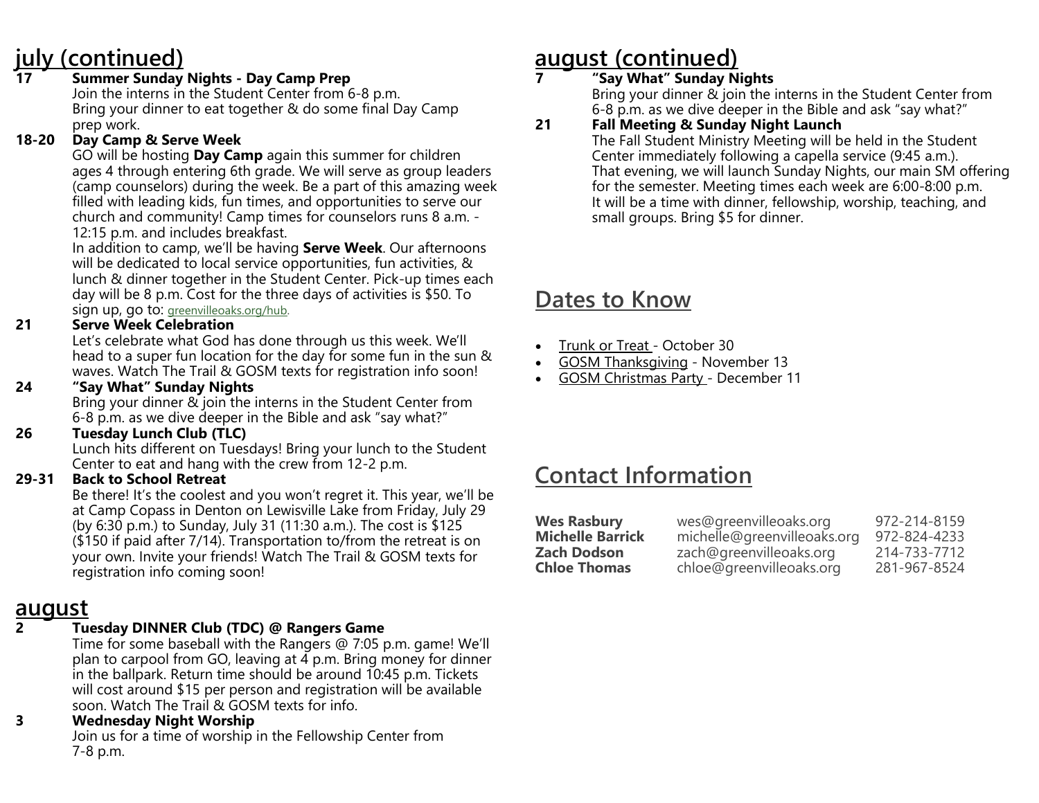## july (continued)

**17 Summer Sunday Nights - Day Camp Prep**
Join the interns in the Student Center from 6-8 p.m. Bring your dinner to eat together & do some final Day Camp prep work.

**18-20 Day Camp & Serve Week**
GO will be hosting **Day Camp** again this summer for children ages 4 through entering 6th grade. We will serve as group leaders (camp counselors) during the week. Be a part of this amazing week filled with leading kids, fun times, and opportunities to serve our church and community! Camp times for counselors runs 8 a.m. - 12:15 p.m. and includes breakfast.
In addition to camp, we'll be having **Serve Week**. Our afternoons will be dedicated to local service opportunities, fun activities, & lunch & dinner together in the Student Center. Pick-up times each day will be 8 p.m. Cost for the three days of activities is $50. To sign up, go to: greenvilleoaks.org/hub.

**21 Serve Week Celebration**
Let's celebrate what God has done through us this week. We'll head to a super fun location for the day for some fun in the sun & waves. Watch The Trail & GOSM texts for registration info soon!

**24 "Say What" Sunday Nights**
Bring your dinner & join the interns in the Student Center from 6-8 p.m. as we dive deeper in the Bible and ask "say what?"

**26 Tuesday Lunch Club (TLC)**
Lunch hits different on Tuesdays! Bring your lunch to the Student Center to eat and hang with the crew from 12-2 p.m.

**29-31 Back to School Retreat**
Be there! It's the coolest and you won't regret it. This year, we'll be at Camp Copass in Denton on Lewisville Lake from Friday, July 29 (by 6:30 p.m.) to Sunday, July 31 (11:30 a.m.). The cost is $125 ($150 if paid after 7/14). Transportation to/from the retreat is on your own. Invite your friends! Watch The Trail & GOSM texts for registration info coming soon!

## august

**2 Tuesday DINNER Club (TDC) @ Rangers Game**
Time for some baseball with the Rangers @ 7:05 p.m. game! We'll plan to carpool from GO, leaving at 4 p.m. Bring money for dinner in the ballpark. Return time should be around 10:45 p.m. Tickets will cost around $15 per person and registration will be available soon. Watch The Trail & GOSM texts for info.

**3 Wednesday Night Worship**
Join us for a time of worship in the Fellowship Center from 7-8 p.m.

## august (continued)

**7 "Say What" Sunday Nights**
Bring your dinner & join the interns in the Student Center from 6-8 p.m. as we dive deeper in the Bible and ask "say what?"

**21 Fall Meeting & Sunday Night Launch**
The Fall Student Ministry Meeting will be held in the Student Center immediately following a capella service (9:45 a.m.). That evening, we will launch Sunday Nights, our main SM offering for the semester. Meeting times each week are 6:00-8:00 p.m. It will be a time with dinner, fellowship, worship, teaching, and small groups. Bring $5 for dinner.

## Dates to Know

- Trunk or Treat - October 30
- GOSM Thanksgiving - November 13
- GOSM Christmas Party - December 11

## Contact Information

| | | |
|---|---|---|
| **Wes Rasbury** | wes@greenvilleoaks.org | 972-214-8159 |
| **Michelle Barrick** | michelle@greenvilleoaks.org | 972-824-4233 |
| **Zach Dodson** | zach@greenvilleoaks.org | 214-733-7712 |
| **Chloe Thomas** | chloe@greenvilleoaks.org | 281-967-8524 |